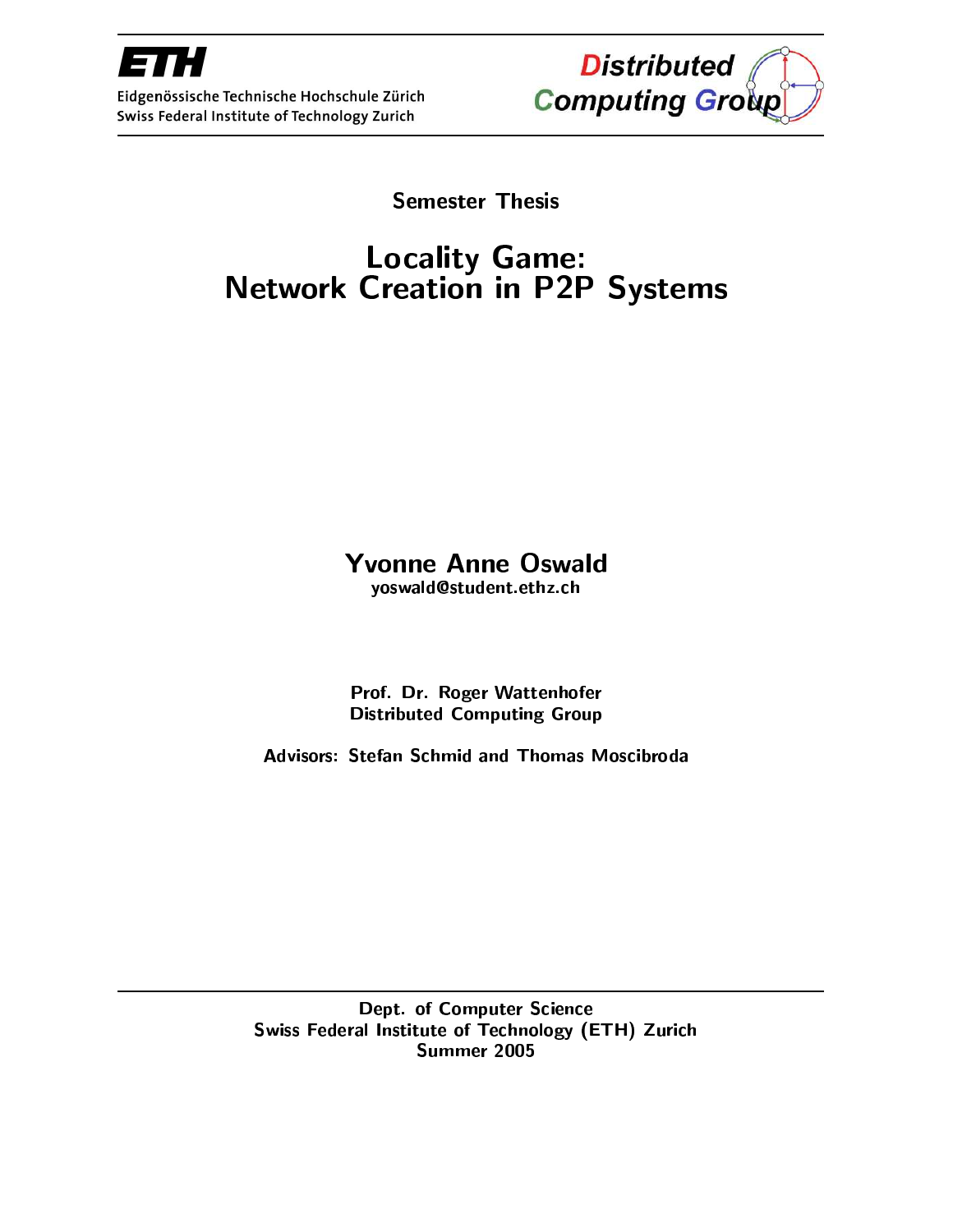ETH

Eidgenössische Technische Hochschule Zürich
Swiss Federal Institute of Technology Zurich

Distributed Computing Group

Semester Thesis

# Locality Game: Network Creation in P2P Systems

**Yvonne Anne Oswald**
yoswald@student.ethz.ch

Prof. Dr. Roger Wattenhofer
Distributed Computing Group

Advisors: Stefan Schmid and Thomas Moscibroda

Dept. of Computer Science
Swiss Federal Institute of Technology (ETH) Zurich
Summer 2005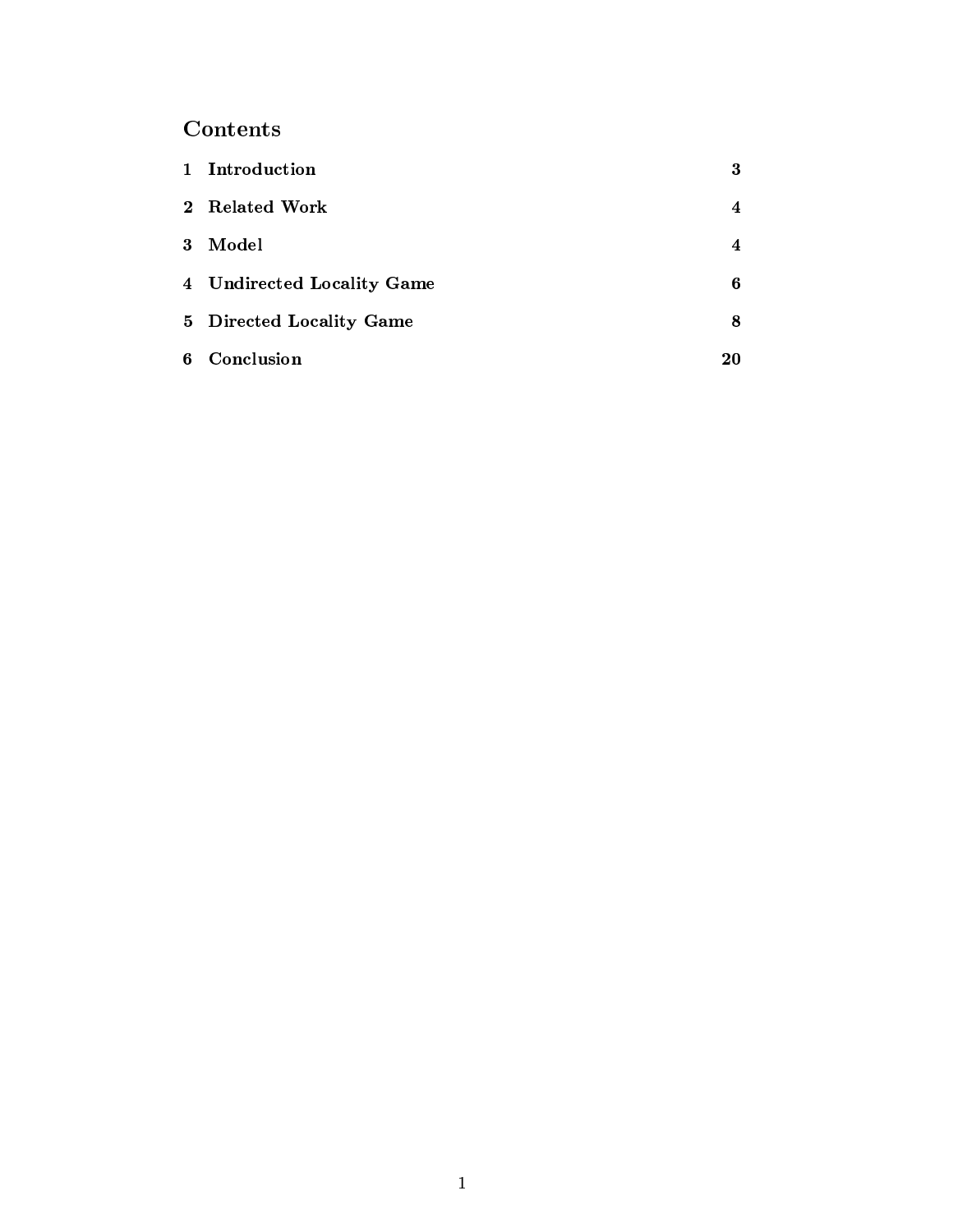# Contents

1 Introduction 3

2 Related Work 4

3 Model 4

4 Undirected Locality Game 6

5 Directed Locality Game 8

6 Conclusion 20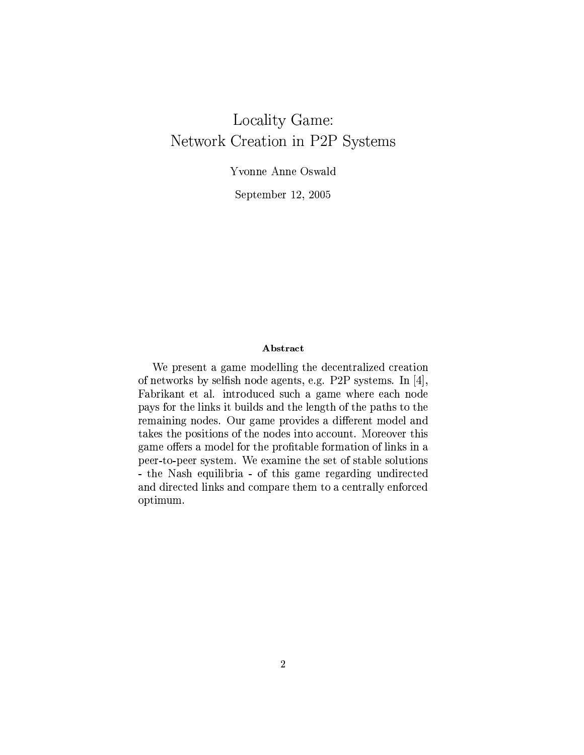# Locality Game:
# Network Creation in P2P Systems

Yvonne Anne Oswald

September 12, 2005

**Abstract**

We present a game modelling the decentralized creation of networks by selfish node agents, e.g. P2P systems. In [4], Fabrikant et al. introduced such a game where each node pays for the links it builds and the length of the paths to the remaining nodes. Our game provides a different model and takes the positions of the nodes into account. Moreover this game offers a model for the profitable formation of links in a peer-to-peer system. We examine the set of stable solutions - the Nash equilibria - of this game regarding undirected and directed links and compare them to a centrally enforced optimum.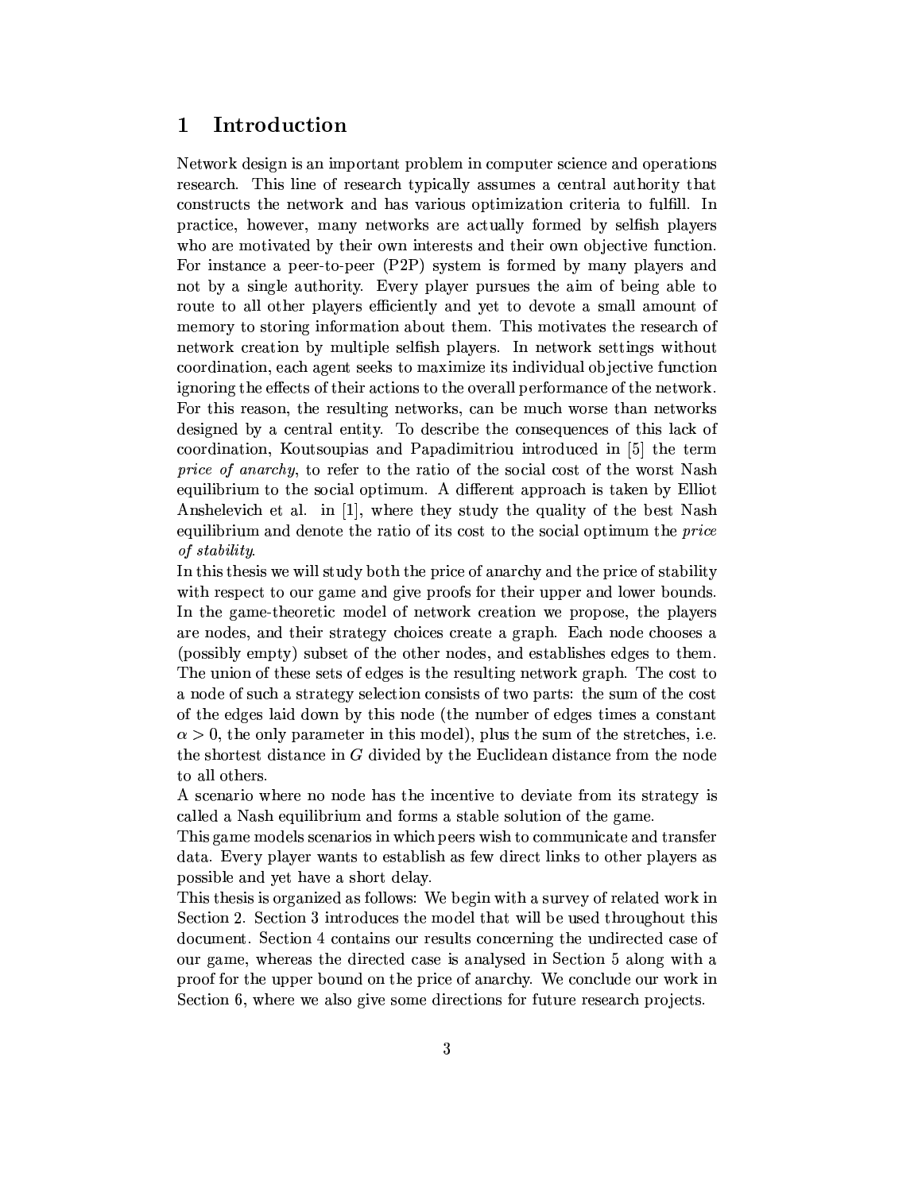# 1 Introduction

Network design is an important problem in computer science and operations research. This line of research typically assumes a central authority that constructs the network and has various optimization criteria to fulfill. In practice, however, many networks are actually formed by selfish players who are motivated by their own interests and their own objective function. For instance a peer-to-peer (P2P) system is formed by many players and not by a single authority. Every player pursues the aim of being able to route to all other players efficiently and yet to devote a small amount of memory to storing information about them. This motivates the research of network creation by multiple selfish players. In network settings without coordination, each agent seeks to maximize its individual objective function ignoring the effects of their actions to the overall performance of the network. For this reason, the resulting networks, can be much worse than networks designed by a central entity. To describe the consequences of this lack of coordination, Koutsoupias and Papadimitriou introduced in [5] the term *price of anarchy*, to refer to the ratio of the social cost of the worst Nash equilibrium to the social optimum. A different approach is taken by Elliot Anshelevich et al. in [1], where they study the quality of the best Nash equilibrium and denote the ratio of its cost to the social optimum the *price of stability*.

In this thesis we will study both the price of anarchy and the price of stability with respect to our game and give proofs for their upper and lower bounds. In the game-theoretic model of network creation we propose, the players are nodes, and their strategy choices create a graph. Each node chooses a (possibly empty) subset of the other nodes, and establishes edges to them. The union of these sets of edges is the resulting network graph. The cost to a node of such a strategy selection consists of two parts: the sum of the cost of the edges laid down by this node (the number of edges times a constant $\alpha > 0$, the only parameter in this model), plus the sum of the stretches, i.e. the shortest distance in $G$ divided by the Euclidean distance from the node to all others.

A scenario where no node has the incentive to deviate from its strategy is called a Nash equilibrium and forms a stable solution of the game.

This game models scenarios in which peers wish to communicate and transfer data. Every player wants to establish as few direct links to other players as possible and yet have a short delay.

This thesis is organized as follows: We begin with a survey of related work in Section 2. Section 3 introduces the model that will be used throughout this document. Section 4 contains our results concerning the undirected case of our game, whereas the directed case is analysed in Section 5 along with a proof for the upper bound on the price of anarchy. We conclude our work in Section 6, where we also give some directions for future research projects.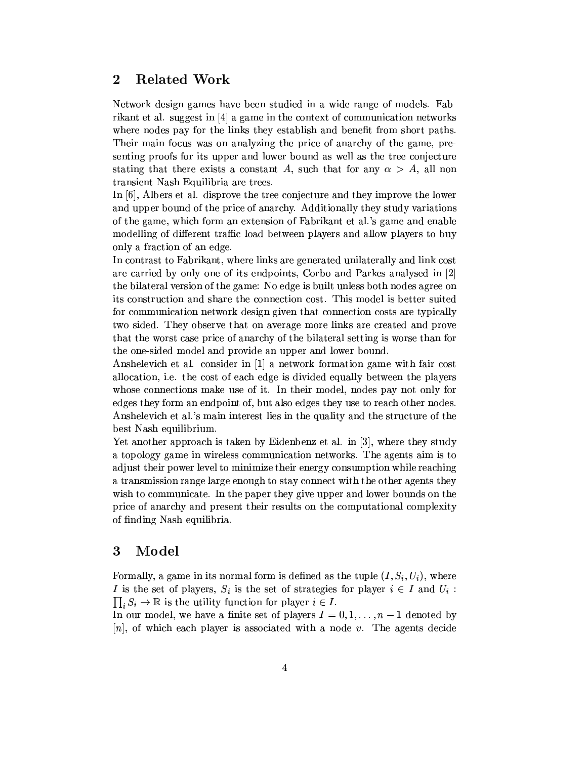## 2 Related Work

Network design games have been studied in a wide range of models. Fabrikant et al. suggest in [4] a game in the context of communication networks where nodes pay for the links they establish and benefit from short paths. Their main focus was on analyzing the price of anarchy of the game, presenting proofs for its upper and lower bound as well as the tree conjecture stating that there exists a constant $A$, such that for any $\alpha > A$, all non transient Nash Equilibria are trees.

In [6], Albers et al. disprove the tree conjecture and they improve the lower and upper bound of the price of anarchy. Additionally they study variations of the game, which form an extension of Fabrikant et al.'s game and enable modelling of different traffic load between players and allow players to buy only a fraction of an edge.

In contrast to Fabrikant, where links are generated unilaterally and link cost are carried by only one of its endpoints, Corbo and Parkes analysed in [2] the bilateral version of the game: No edge is built unless both nodes agree on its construction and share the connection cost. This model is better suited for communication network design given that connection costs are typically two sided. They observe that on average more links are created and prove that the worst case price of anarchy of the bilateral setting is worse than for the one-sided model and provide an upper and lower bound.

Anshelevich et al. consider in [1] a network formation game with fair cost allocation, i.e. the cost of each edge is divided equally between the players whose connections make use of it. In their model, nodes pay not only for edges they form an endpoint of, but also edges they use to reach other nodes. Anshelevich et al.'s main interest lies in the quality and the structure of the best Nash equilibrium.

Yet another approach is taken by Eidenbenz et al. in [3], where they study a topology game in wireless communication networks. The agents aim is to adjust their power level to minimize their energy consumption while reaching a transmission range large enough to stay connect with the other agents they wish to communicate. In the paper they give upper and lower bounds on the price of anarchy and present their results on the computational complexity of finding Nash equilibria.

## 3 Model

Formally, a game in its normal form is defined as the tuple $(I, S_i, U_i)$, where $I$ is the set of players, $S_i$ is the set of strategies for player $i \in I$ and $U_i : \prod_i S_i \to \mathbb{R}$ is the utility function for player $i \in I$.

In our model, we have a finite set of players $I = 0, 1, \ldots, n-1$ denoted by $[n]$, of which each player is associated with a node $v$. The agents decide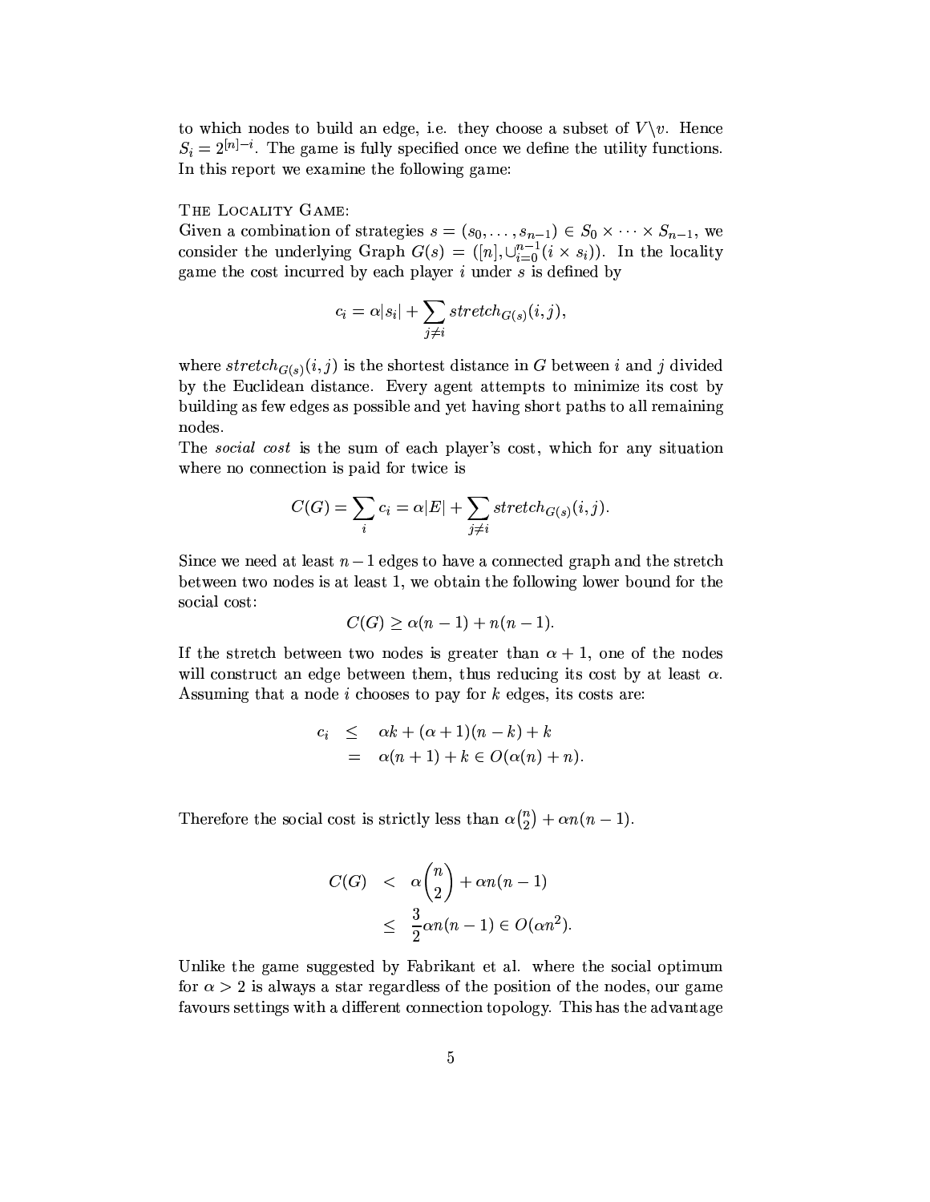to which nodes to build an edge, i.e. they choose a subset of $V \backslash v$. Hence $S_i = 2^{[n]-i}$. The game is fully specified once we define the utility functions. In this report we examine the following game:

THE LOCALITY GAME:
Given a combination of strategies $s = (s_0, \ldots, s_{n-1}) \in S_0 \times \cdots \times S_{n-1}$, we consider the underlying Graph $G(s) = ([n], \cup_{i=0}^{n-1}(i \times s_i))$. In the locality game the cost incurred by each player $i$ under $s$ is defined by

$$c_i = \alpha |s_i| + \sum_{j \neq i} stretch_{G(s)}(i, j),$$

where $stretch_{G(s)}(i, j)$ is the shortest distance in $G$ between $i$ and $j$ divided by the Euclidean distance. Every agent attempts to minimize its cost by building as few edges as possible and yet having short paths to all remaining nodes.

The *social cost* is the sum of each player's cost, which for any situation where no connection is paid for twice is

$$C(G) = \sum_i c_i = \alpha |E| + \sum_{j \neq i} stretch_{G(s)}(i, j).$$

Since we need at least $n-1$ edges to have a connected graph and the stretch between two nodes is at least 1, we obtain the following lower bound for the social cost:

$$C(G) \geq \alpha(n-1) + n(n-1).$$

If the stretch between two nodes is greater than $\alpha + 1$, one of the nodes will construct an edge between them, thus reducing its cost by at least $\alpha$. Assuming that a node $i$ chooses to pay for $k$ edges, its costs are:

$$\begin{aligned} c_i &\leq \alpha k + (\alpha + 1)(n - k) + k \\ &= \alpha(n+1) + k \in O(\alpha(n) + n). \end{aligned}$$

Therefore the social cost is strictly less than $\alpha\binom{n}{2} + \alpha n(n-1)$.

$$\begin{aligned} C(G) &< \alpha\binom{n}{2} + \alpha n(n-1) \\ &\leq \frac{3}{2}\alpha n(n-1) \in O(\alpha n^2). \end{aligned}$$

Unlike the game suggested by Fabrikant et al. where the social optimum for $\alpha > 2$ is always a star regardless of the position of the nodes, our game favours settings with a different connection topology. This has the advantage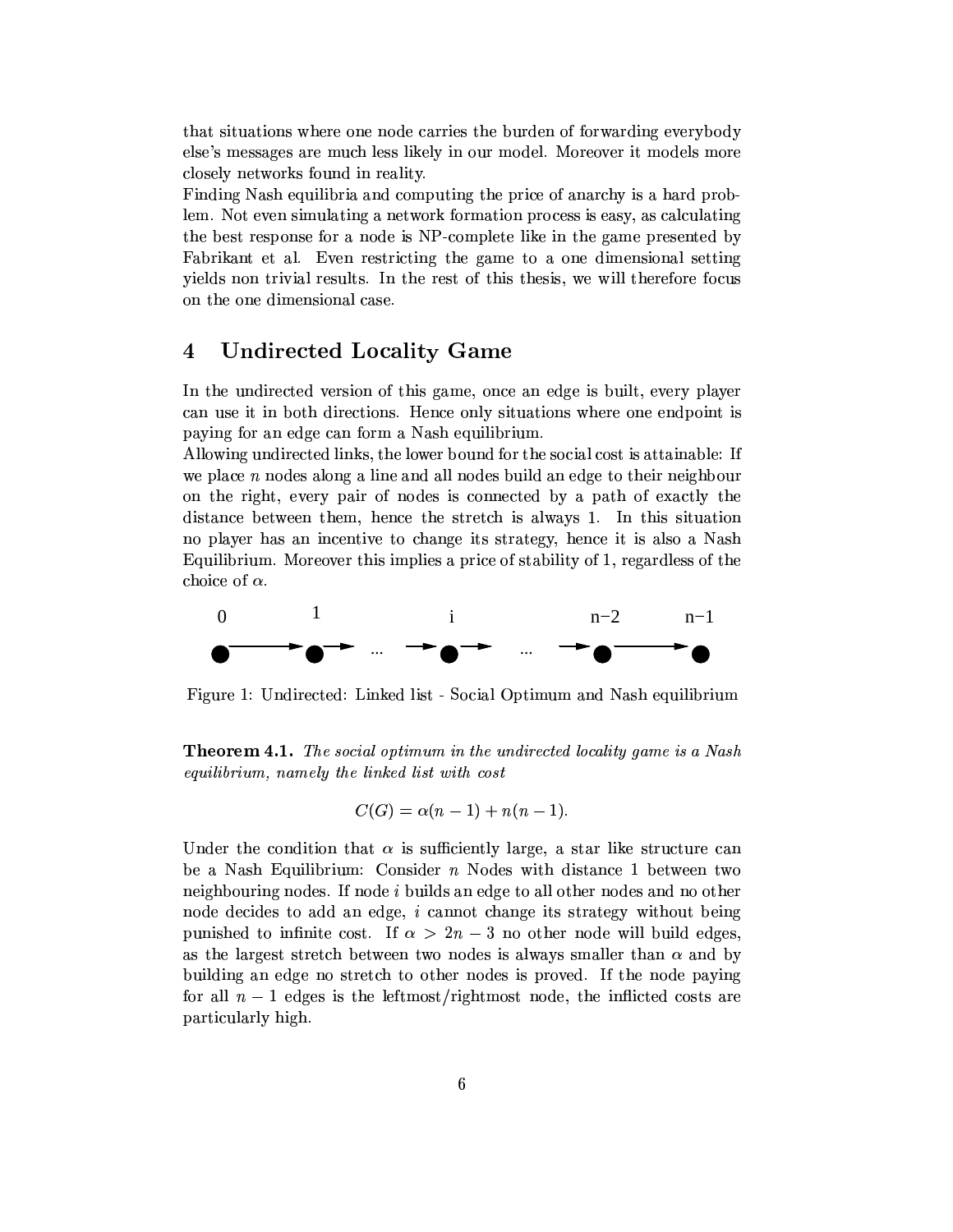that situations where one node carries the burden of forwarding everybody else's messages are much less likely in our model. Moreover it models more closely networks found in reality.

Finding Nash equilibria and computing the price of anarchy is a hard problem. Not even simulating a network formation process is easy, as calculating the best response for a node is NP-complete like in the game presented by Fabrikant et al. Even restricting the game to a one dimensional setting yields non trivial results. In the rest of this thesis, we will therefore focus on the one dimensional case.

# 4 Undirected Locality Game

In the undirected version of this game, once an edge is built, every player can use it in both directions. Hence only situations where one endpoint is paying for an edge can form a Nash equilibrium.

Allowing undirected links, the lower bound for the social cost is attainable: If we place $n$ nodes along a line and all nodes build an edge to their neighbour on the right, every pair of nodes is connected by a path of exactly the distance between them, hence the stretch is always 1. In this situation no player has an incentive to change its strategy, hence it is also a Nash Equilibrium. Moreover this implies a price of stability of 1, regardless of the choice of $\alpha$.

Figure 1: Undirected: Linked list - Social Optimum and Nash equilibrium

**Theorem 4.1.** *The social optimum in the undirected locality game is a Nash equilibrium, namely the linked list with cost*

$$C(G) = \alpha(n-1) + n(n-1).$$

Under the condition that $\alpha$ is sufficiently large, a star like structure can be a Nash Equilibrium: Consider $n$ Nodes with distance 1 between two neighbouring nodes. If node $i$ builds an edge to all other nodes and no other node decides to add an edge, $i$ cannot change its strategy without being punished to infinite cost. If $\alpha > 2n - 3$ no other node will build edges, as the largest stretch between two nodes is always smaller than $\alpha$ and by building an edge no stretch to other nodes is proved. If the node paying for all $n-1$ edges is the leftmost/rightmost node, the inflicted costs are particularly high.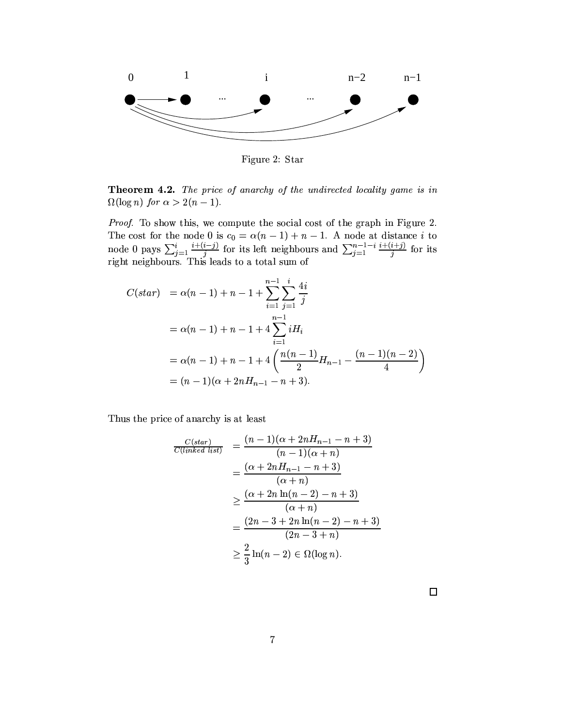Figure 2: Star

**Theorem 4.2.** *The price of anarchy of the undirected locality game is in $\Omega(\log n)$ for $\alpha > 2(n-1)$.*

*Proof.* To show this, we compute the social cost of the graph in Figure 2. The cost for the node 0 is $c_0 = \alpha(n-1) + n - 1$. A node at distance $i$ to node 0 pays $\sum_{j=1}^{i} \frac{i+(i-j)}{j}$ for its left neighbours and $\sum_{j=1}^{n-1-i} \frac{i+(i+j)}{j}$ for its right neighbours. This leads to a total sum of

$$
\begin{aligned}
C(star) &= \alpha(n-1) + n - 1 + \sum_{i=1}^{n-1} \sum_{j=1}^{i} \frac{4i}{j} \\
&= \alpha(n-1) + n - 1 + 4 \sum_{i=1}^{n-1} i H_i \\
&= \alpha(n-1) + n - 1 + 4 \left( \frac{n(n-1)}{2} H_{n-1} - \frac{(n-1)(n-2)}{4} \right) \\
&= (n-1)(\alpha + 2nH_{n-1} - n + 3).
\end{aligned}
$$

Thus the price of anarchy is at least

$$
\begin{aligned}
\frac{C(star)}{C(linked\ list)} &= \frac{(n-1)(\alpha + 2nH_{n-1} - n + 3)}{(n-1)(\alpha + n)} \\
&= \frac{(\alpha + 2nH_{n-1} - n + 3)}{(\alpha + n)} \\
&\geq \frac{(\alpha + 2n\ln(n-2) - n + 3)}{(\alpha + n)} \\
&= \frac{(2n - 3 + 2n\ln(n-2) - n + 3)}{(2n - 3 + n)} \\
&\geq \frac{2}{3} \ln(n-2) \in \Omega(\log n).
\end{aligned}
$$

□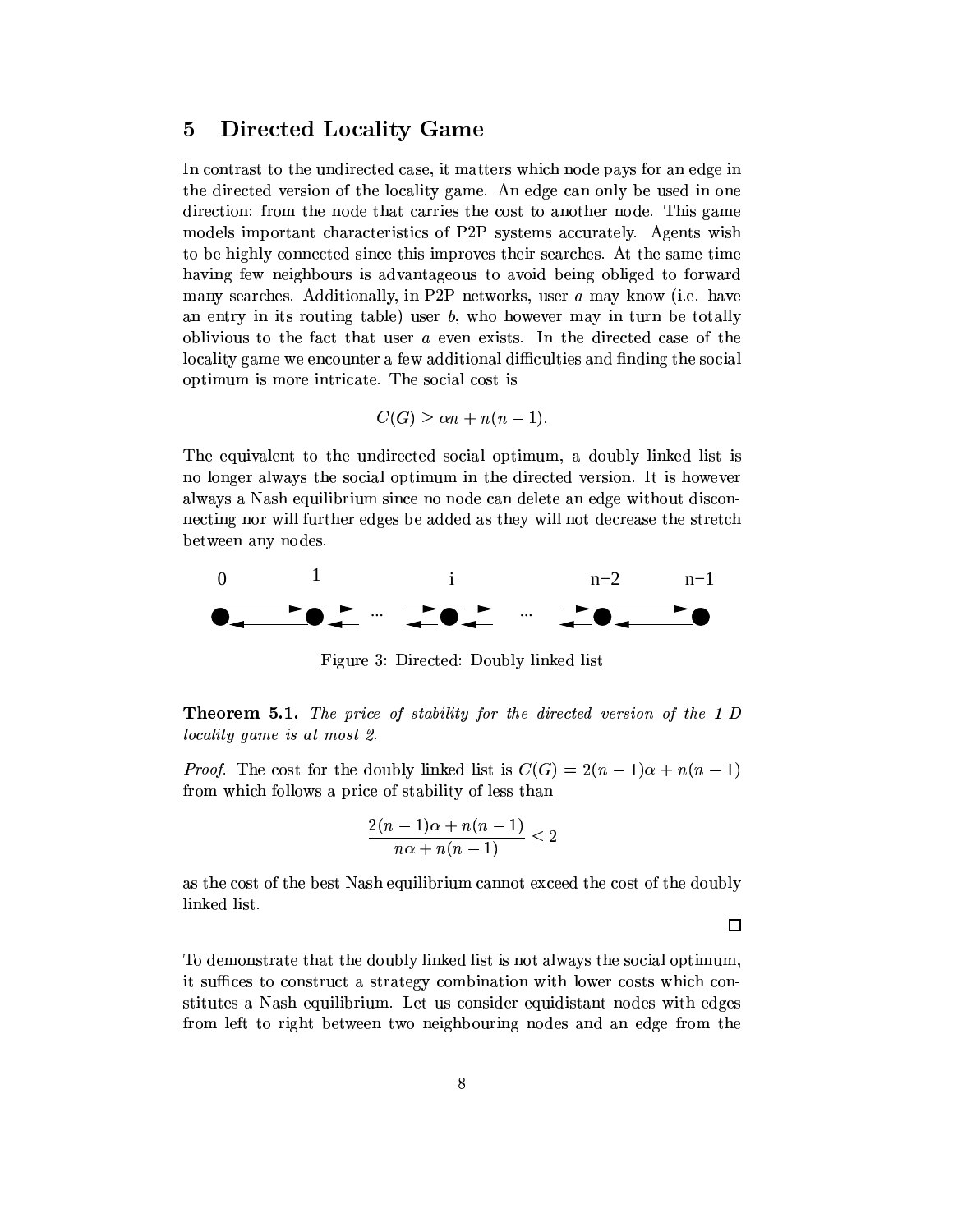## 5 Directed Locality Game

In contrast to the undirected case, it matters which node pays for an edge in the directed version of the locality game. An edge can only be used in one direction: from the node that carries the cost to another node. This game models important characteristics of P2P systems accurately. Agents wish to be highly connected since this improves their searches. At the same time having few neighbours is advantageous to avoid being obliged to forward many searches. Additionally, in P2P networks, user $a$ may know (i.e. have an entry in its routing table) user $b$, who however may in turn be totally oblivious to the fact that user $a$ even exists. In the directed case of the locality game we encounter a few additional difficulties and finding the social optimum is more intricate. The social cost is

$$C(G) \geq \alpha n + n(n-1).$$

The equivalent to the undirected social optimum, a doubly linked list is no longer always the social optimum in the directed version. It is however always a Nash equilibrium since no node can delete an edge without disconnecting nor will further edges be added as they will not decrease the stretch between any nodes.

Figure 3: Directed: Doubly linked list

**Theorem 5.1.** *The price of stability for the directed version of the 1-D locality game is at most 2.*

*Proof.* The cost for the doubly linked list is $C(G) = 2(n-1)\alpha + n(n-1)$ from which follows a price of stability of less than

$$\frac{2(n-1)\alpha + n(n-1)}{n\alpha + n(n-1)} \leq 2$$

as the cost of the best Nash equilibrium cannot exceed the cost of the doubly linked list.

□

To demonstrate that the doubly linked list is not always the social optimum, it suffices to construct a strategy combination with lower costs which constitutes a Nash equilibrium. Let us consider equidistant nodes with edges from left to right between two neighbouring nodes and an edge from the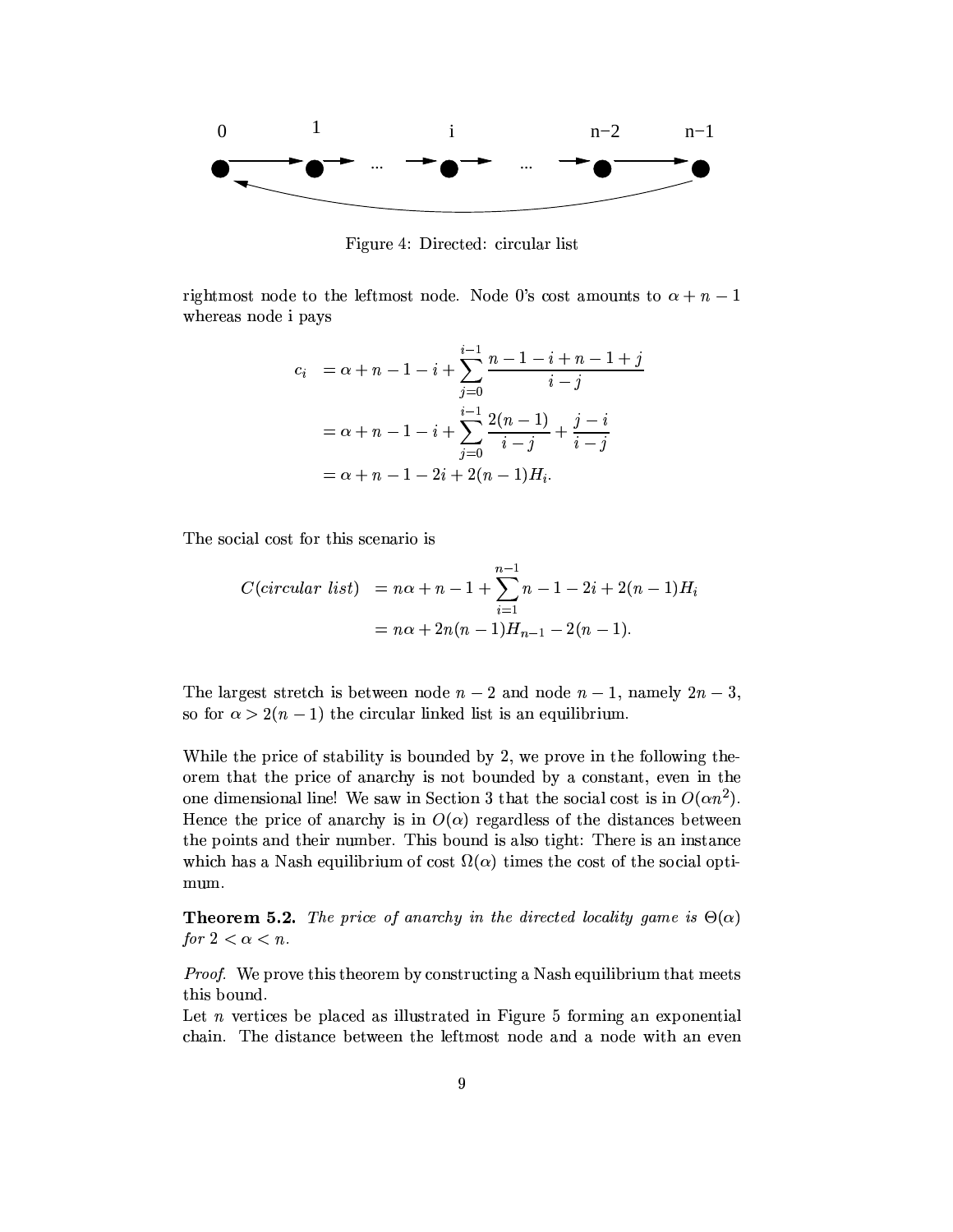Figure 4: Directed: circular list

rightmost node to the leftmost node. Node 0's cost amounts to $\alpha + n - 1$ whereas node i pays

$$
\begin{aligned}
c_i &= \alpha + n - 1 - i + \sum_{j=0}^{i-1} \frac{n-1-i+n-1+j}{i-j} \\
&= \alpha + n - 1 - i + \sum_{j=0}^{i-1} \frac{2(n-1)}{i-j} + \frac{j-i}{i-j} \\
&= \alpha + n - 1 - 2i + 2(n-1)H_i.
\end{aligned}
$$

The social cost for this scenario is

$$
\begin{aligned}
C(\textit{circular list}) &= n\alpha + n - 1 + \sum_{i=1}^{n-1} n - 1 - 2i + 2(n-1)H_i \\
&= n\alpha + 2n(n-1)H_{n-1} - 2(n-1).
\end{aligned}
$$

The largest stretch is between node $n-2$ and node $n-1$, namely $2n-3$, so for $\alpha > 2(n-1)$ the circular linked list is an equilibrium.

While the price of stability is bounded by 2, we prove in the following theorem that the price of anarchy is not bounded by a constant, even in the one dimensional line! We saw in Section 3 that the social cost is in $O(\alpha n^2)$. Hence the price of anarchy is in $O(\alpha)$ regardless of the distances between the points and their number. This bound is also tight: There is an instance which has a Nash equilibrium of cost $\Omega(\alpha)$ times the cost of the social optimum.

**Theorem 5.2.** *The price of anarchy in the directed locality game is* $\Theta(\alpha)$ *for* $2 < \alpha < n$.

*Proof.* We prove this theorem by constructing a Nash equilibrium that meets this bound.
Let $n$ vertices be placed as illustrated in Figure 5 forming an exponential chain. The distance between the leftmost node and a node with an even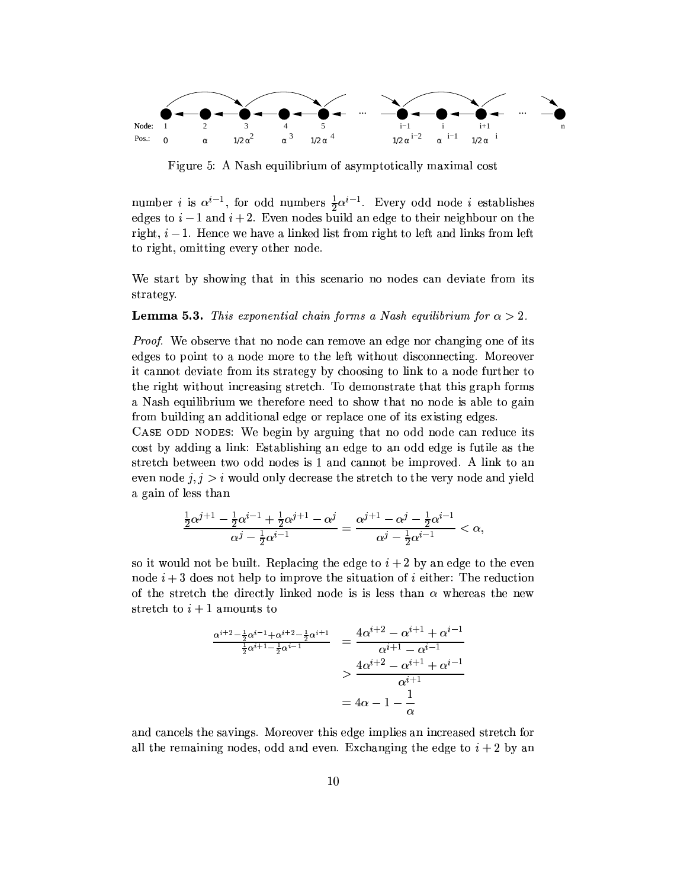Figure 5: A Nash equilibrium of asymptotically maximal cost

number $i$ is $\alpha^{i-1}$, for odd numbers $\frac{1}{2}\alpha^{i-1}$. Every odd node $i$ establishes edges to $i-1$ and $i+2$. Even nodes build an edge to their neighbour on the right, $i-1$. Hence we have a linked list from right to left and links from left to right, omitting every other node.

We start by showing that in this scenario no nodes can deviate from its strategy.

**Lemma 5.3.** *This exponential chain forms a Nash equilibrium for $\alpha > 2$.*

*Proof.* We observe that no node can remove an edge nor changing one of its edges to point to a node more to the left without disconnecting. Moreover it cannot deviate from its strategy by choosing to link to a node further to the right without increasing stretch. To demonstrate that this graph forms a Nash equilibrium we therefore need to show that no node is able to gain from building an additional edge or replace one of its existing edges.

Case odd nodes: We begin by arguing that no odd node can reduce its cost by adding a link: Establishing an edge to an odd edge is futile as the stretch between two odd nodes is 1 and cannot be improved. A link to an even node $j, j > i$ would only decrease the stretch to the very node and yield a gain of less than

$$\frac{\frac{1}{2}\alpha^{j+1} - \frac{1}{2}\alpha^{i-1} + \frac{1}{2}\alpha^{j+1} - \alpha^{j}}{\alpha^{j} - \frac{1}{2}\alpha^{i-1}} = \frac{\alpha^{j+1} - \alpha^{j} - \frac{1}{2}\alpha^{i-1}}{\alpha^{j} - \frac{1}{2}\alpha^{i-1}} < \alpha,$$

so it would not be built. Replacing the edge to $i+2$ by an edge to the even node $i+3$ does not help to improve the situation of $i$ either: The reduction of the stretch the directly linked node is is less than $\alpha$ whereas the new stretch to $i+1$ amounts to

$$\begin{aligned}
\frac{\alpha^{i+2} - \frac{1}{2}\alpha^{i-1} + \alpha^{i+2} - \frac{1}{2}\alpha^{i+1}}{\frac{1}{2}\alpha^{i+1} - \frac{1}{2}\alpha^{i-1}} &= \frac{4\alpha^{i+2} - \alpha^{i+1} + \alpha^{i-1}}{\alpha^{i+1} - \alpha^{i-1}} \\
&> \frac{4\alpha^{i+2} - \alpha^{i+1} + \alpha^{i-1}}{\alpha^{i+1}} \\
&= 4\alpha - 1 - \frac{1}{\alpha}
\end{aligned}$$

and cancels the savings. Moreover this edge implies an increased stretch for all the remaining nodes, odd and even. Exchanging the edge to $i+2$ by an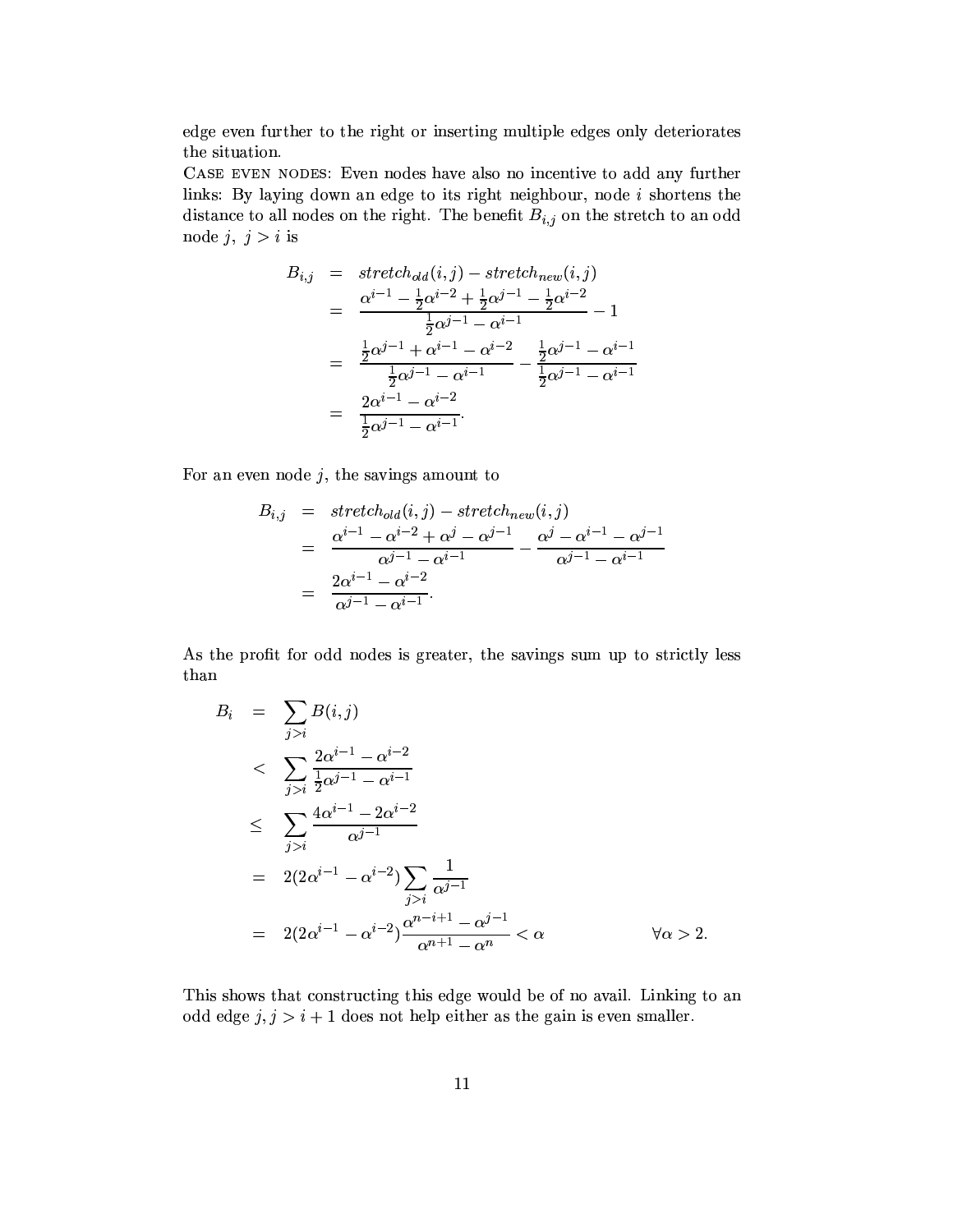edge even further to the right or inserting multiple edges only deteriorates the situation.

Case even nodes: Even nodes have also no incentive to add any further links: By laying down an edge to its right neighbour, node $i$ shortens the distance to all nodes on the right. The benefit $B_{i,j}$ on the stretch to an odd node $j,\ j > i$ is

$$
\begin{aligned}
B_{i,j} &= stretch_{old}(i,j) - stretch_{new}(i,j) \\
&= \frac{\alpha^{i-1} - \frac{1}{2}\alpha^{i-2} + \frac{1}{2}\alpha^{j-1} - \frac{1}{2}\alpha^{i-2}}{\frac{1}{2}\alpha^{j-1} - \alpha^{i-1}} - 1 \\
&= \frac{\frac{1}{2}\alpha^{j-1} + \alpha^{i-1} - \alpha^{i-2}}{\frac{1}{2}\alpha^{j-1} - \alpha^{i-1}} - \frac{\frac{1}{2}\alpha^{j-1} - \alpha^{i-1}}{\frac{1}{2}\alpha^{j-1} - \alpha^{i-1}} \\
&= \frac{2\alpha^{i-1} - \alpha^{i-2}}{\frac{1}{2}\alpha^{j-1} - \alpha^{i-1}}.
\end{aligned}
$$

For an even node $j$, the savings amount to

$$
\begin{aligned}
B_{i,j} &= stretch_{old}(i,j) - stretch_{new}(i,j) \\
&= \frac{\alpha^{i-1} - \alpha^{i-2} + \alpha^{j} - \alpha^{j-1}}{\alpha^{j-1} - \alpha^{i-1}} - \frac{\alpha^{j} - \alpha^{i-1} - \alpha^{j-1}}{\alpha^{j-1} - \alpha^{i-1}} \\
&= \frac{2\alpha^{i-1} - \alpha^{i-2}}{\alpha^{j-1} - \alpha^{i-1}}.
\end{aligned}
$$

As the profit for odd nodes is greater, the savings sum up to strictly less than

$$
\begin{aligned}
B_i &= \sum_{j>i} B(i,j) \\
&< \sum_{j>i} \frac{2\alpha^{i-1} - \alpha^{i-2}}{\frac{1}{2}\alpha^{j-1} - \alpha^{i-1}} \\
&\leq \sum_{j>i} \frac{4\alpha^{i-1} - 2\alpha^{i-2}}{\alpha^{j-1}} \\
&= 2(2\alpha^{i-1} - \alpha^{i-2}) \sum_{j>i} \frac{1}{\alpha^{j-1}} \\
&= 2(2\alpha^{i-1} - \alpha^{i-2}) \frac{\alpha^{n-i+1} - \alpha^{j-1}}{\alpha^{n+1} - \alpha^{n}} < \alpha \qquad \forall \alpha > 2.
\end{aligned}
$$

This shows that constructing this edge would be of no avail. Linking to an odd edge $j, j > i+1$ does not help either as the gain is even smaller.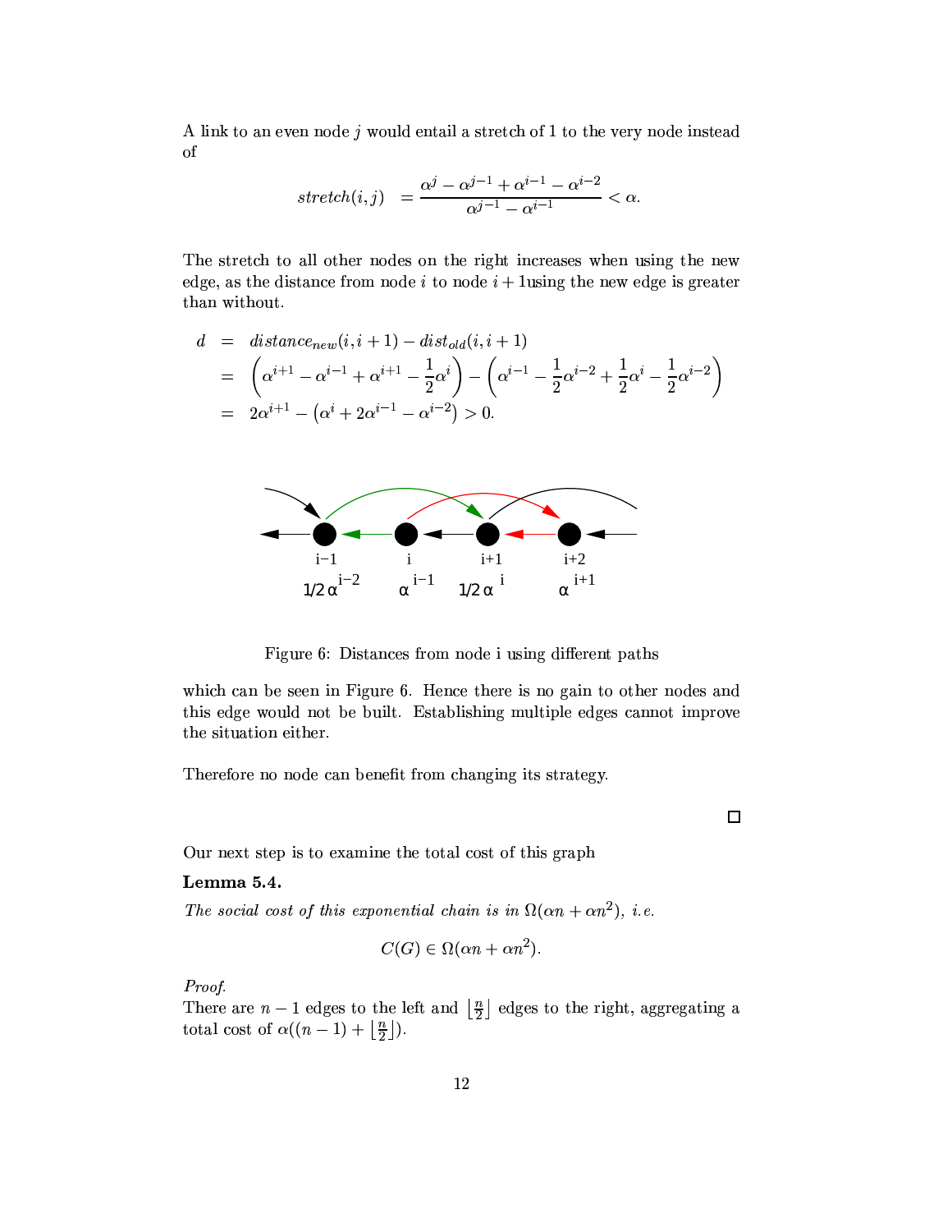A link to an even node $j$ would entail a stretch of 1 to the very node instead of

$$stretch(i,j) \quad = \frac{\alpha^j - \alpha^{j-1} + \alpha^{i-1} - \alpha^{i-2}}{\alpha^{j-1} - \alpha^{i-1}} < \alpha.$$

The stretch to all other nodes on the right increases when using the new edge, as the distance from node $i$ to node $i+1$using the new edge is greater than without.

$$\begin{aligned}
d &= distance_{new}(i, i+1) - dist_{old}(i, i+1) \\
&= \left(\alpha^{i+1} - \alpha^{i-1} + \alpha^{i+1} - \frac{1}{2}\alpha^{i}\right) - \left(\alpha^{i-1} - \frac{1}{2}\alpha^{i-2} + \frac{1}{2}\alpha^{i} - \frac{1}{2}\alpha^{i-2}\right) \\
&= 2\alpha^{i+1} - \left(\alpha^{i} + 2\alpha^{i-1} - \alpha^{i-2}\right) > 0.
\end{aligned}$$

Figure 6: Distances from node i using different paths

which can be seen in Figure 6. Hence there is no gain to other nodes and this edge would not be built. Establishing multiple edges cannot improve the situation either.

Therefore no node can benefit from changing its strategy.

□

Our next step is to examine the total cost of this graph

**Lemma 5.4.**

*The social cost of this exponential chain is in $\Omega(\alpha n + \alpha n^2)$, i.e.*

$$C(G) \in \Omega(\alpha n + \alpha n^2).$$

*Proof.*

There are $n-1$ edges to the left and $\lfloor \frac{n}{2} \rfloor$ edges to the right, aggregating a total cost of $\alpha((n-1) + \lfloor \frac{n}{2} \rfloor)$.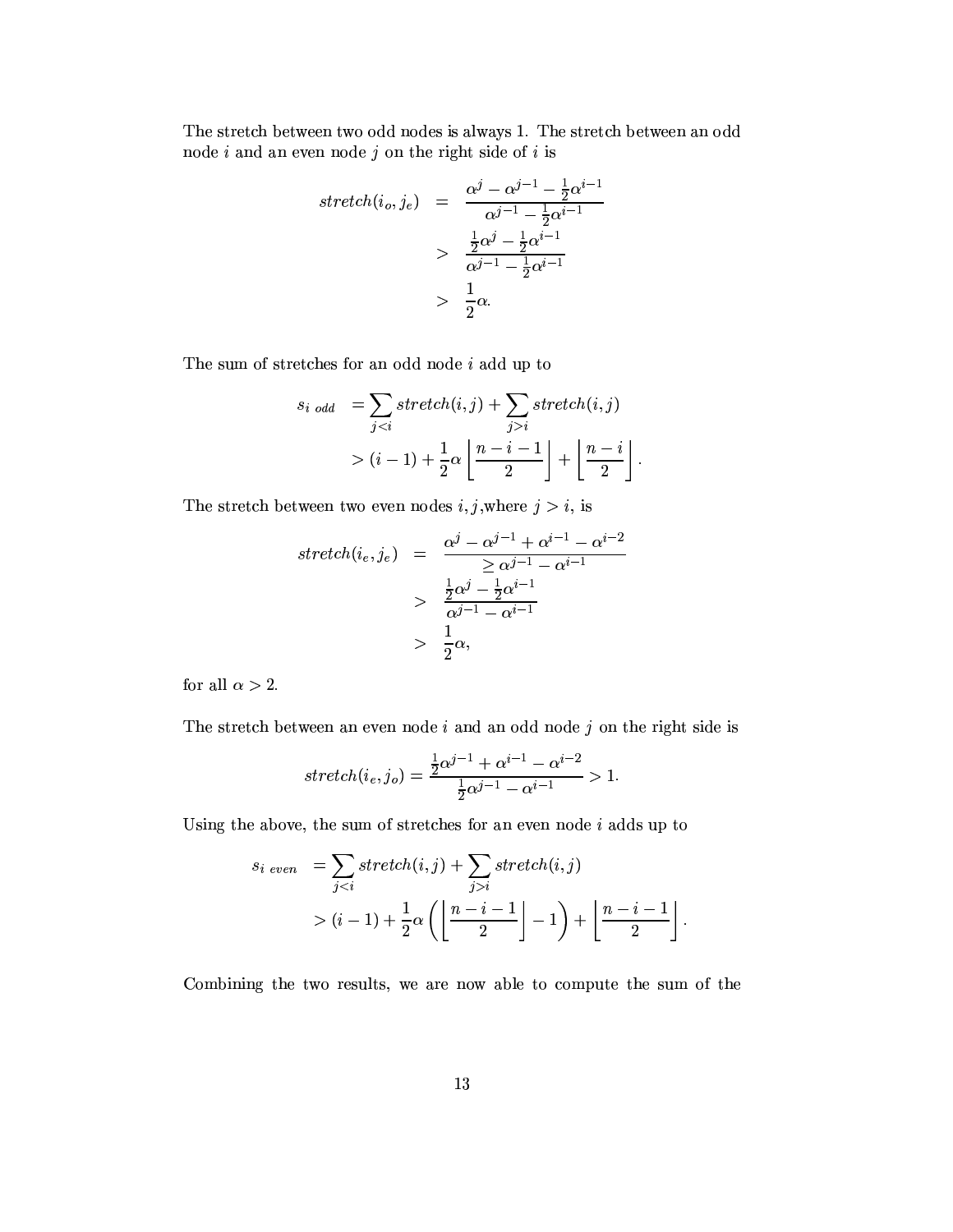The stretch between two odd nodes is always 1. The stretch between an odd node $i$ and an even node $j$ on the right side of $i$ is

$$
\begin{aligned}
stretch(i_o, j_e) &= \frac{\alpha^j - \alpha^{j-1} - \frac{1}{2}\alpha^{i-1}}{\alpha^{j-1} - \frac{1}{2}\alpha^{i-1}} \\
&> \frac{\frac{1}{2}\alpha^j - \frac{1}{2}\alpha^{i-1}}{\alpha^{j-1} - \frac{1}{2}\alpha^{i-1}} \\
&> \frac{1}{2}\alpha.
\end{aligned}
$$

The sum of stretches for an odd node $i$ add up to

$$
\begin{aligned}
s_{i\ odd} &= \sum_{j<i} stretch(i,j) + \sum_{j>i} stretch(i,j) \\
&> (i-1) + \frac{1}{2}\alpha \left\lfloor \frac{n-i-1}{2} \right\rfloor + \left\lfloor \frac{n-i}{2} \right\rfloor.
\end{aligned}
$$

The stretch between two even nodes $i, j$, where $j > i$, is

$$
\begin{aligned}
stretch(i_e, j_e) &= \frac{\alpha^j - \alpha^{j-1} + \alpha^{i-1} - \alpha^{i-2}}{\geq \alpha^{j-1} - \alpha^{i-1}} \\
&> \frac{\frac{1}{2}\alpha^j - \frac{1}{2}\alpha^{i-1}}{\alpha^{j-1} - \alpha^{i-1}} \\
&> \frac{1}{2}\alpha,
\end{aligned}
$$

for all $\alpha > 2$.

The stretch between an even node $i$ and an odd node $j$ on the right side is

$$
stretch(i_e, j_o) = \frac{\frac{1}{2}\alpha^{j-1} + \alpha^{i-1} - \alpha^{i-2}}{\frac{1}{2}\alpha^{j-1} - \alpha^{i-1}} > 1.
$$

Using the above, the sum of stretches for an even node $i$ adds up to

$$
\begin{aligned}
s_{i\ even} &= \sum_{j<i} stretch(i,j) + \sum_{j>i} stretch(i,j) \\
&> (i-1) + \frac{1}{2}\alpha \left( \left\lfloor \frac{n-i-1}{2} \right\rfloor - 1 \right) + \left\lfloor \frac{n-i-1}{2} \right\rfloor.
\end{aligned}
$$

Combining the two results, we are now able to compute the sum of the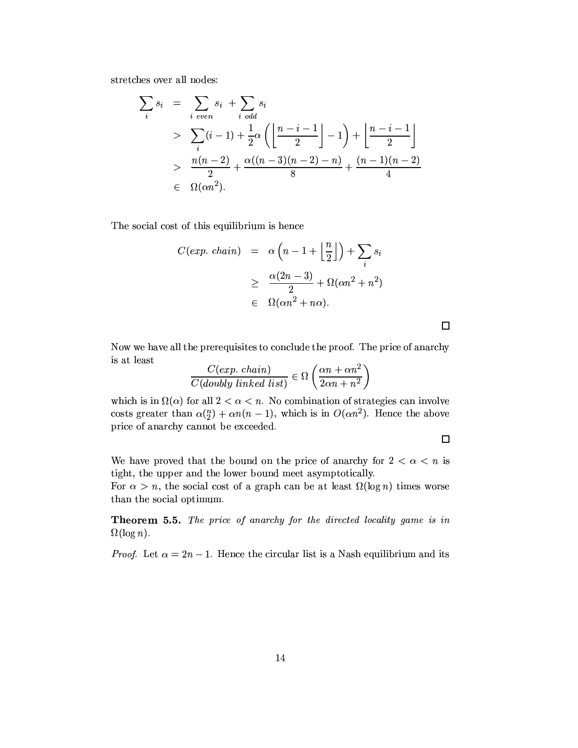stretches over all nodes:

$$
\begin{aligned}
\sum_i s_i &= \sum_{i\ even} s_i + \sum_{i\ odd} s_i \\
&> \sum_i (i-1) + \frac{1}{2}\alpha\left(\left\lfloor\frac{n-i-1}{2}\right\rfloor - 1\right) + \left\lfloor\frac{n-i-1}{2}\right\rfloor \\
&> \frac{n(n-2)}{2} + \frac{\alpha((n-3)(n-2)-n)}{8} + \frac{(n-1)(n-2)}{4} \\
&\in \Omega(\alpha n^2).
\end{aligned}
$$

The social cost of this equilibrium is hence

$$
\begin{aligned}
C(exp.\ chain) &= \alpha\left(n-1+\left\lfloor\frac{n}{2}\right\rfloor\right) + \sum_i s_i \\
&\geq \frac{\alpha(2n-3)}{2} + \Omega(\alpha n^2 + n^2) \\
&\in \Omega(\alpha n^2 + n\alpha).
\end{aligned}
$$

□

Now we have all the prerequisites to conclude the proof. The price of anarchy is at least

$$
\frac{C(exp.\ chain)}{C(doubly\ linked\ list)} \in \Omega\left(\frac{\alpha n + \alpha n^2}{2\alpha n + n^2}\right)
$$

which is in $\Omega(\alpha)$ for all $2 < \alpha < n$. No combination of strategies can involve costs greater than $\alpha\binom{n}{2} + \alpha n(n-1)$, which is in $O(\alpha n^2)$. Hence the above price of anarchy cannot be exceeded.

□

We have proved that the bound on the price of anarchy for $2 < \alpha < n$ is tight, the upper and the lower bound meet asymptotically.
For $\alpha > n$, the social cost of a graph can be at least $\Omega(\log n)$ times worse than the social optimum.

**Theorem 5.5.** *The price of anarchy for the directed locality game is in $\Omega(\log n)$.*

*Proof.* Let $\alpha = 2n - 1$. Hence the circular list is a Nash equilibrium and its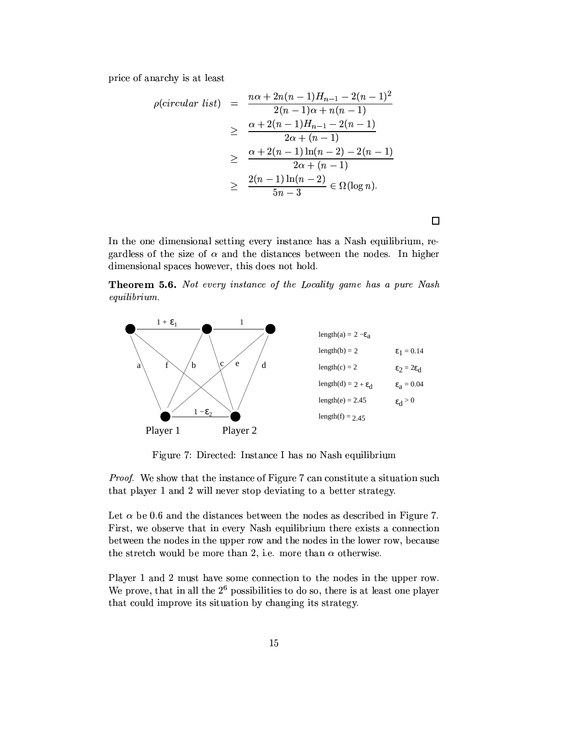price of anarchy is at least

$$
\begin{aligned}
\rho(\textit{circular list}) &= \frac{n\alpha + 2n(n-1)H_{n-1} - 2(n-1)^2}{2(n-1)\alpha + n(n-1)} \\
&\geq \frac{\alpha + 2(n-1)H_{n-1} - 2(n-1)}{2\alpha + (n-1)} \\
&\geq \frac{\alpha + 2(n-1)\ln(n-2) - 2(n-1)}{2\alpha + (n-1)} \\
&\geq \frac{2(n-1)\ln(n-2)}{5n-3} \in \Omega(\log n).
\end{aligned}
$$

□

In the one dimensional setting every instance has a Nash equilibrium, regardless of the size of $\alpha$ and the distances between the nodes. In higher dimensional spaces however, this does not hold.

**Theorem 5.6.** *Not every instance of the Locality game has a pure Nash equilibrium.*

Figure 7: Directed: Instance I has no Nash equilibrium

*Proof.* We show that the instance of Figure 7 can constitute a situation such that player 1 and 2 will never stop deviating to a better strategy.

Let $\alpha$ be 0.6 and the distances between the nodes as described in Figure 7. First, we observe that in every Nash equilibrium there exists a connection between the nodes in the upper row and the nodes in the lower row, because the stretch would be more than 2, i.e. more than $\alpha$ otherwise.

Player 1 and 2 must have some connection to the nodes in the upper row. We prove, that in all the $2^6$ possibilities to do so, there is at least one player that could improve its situation by changing its strategy.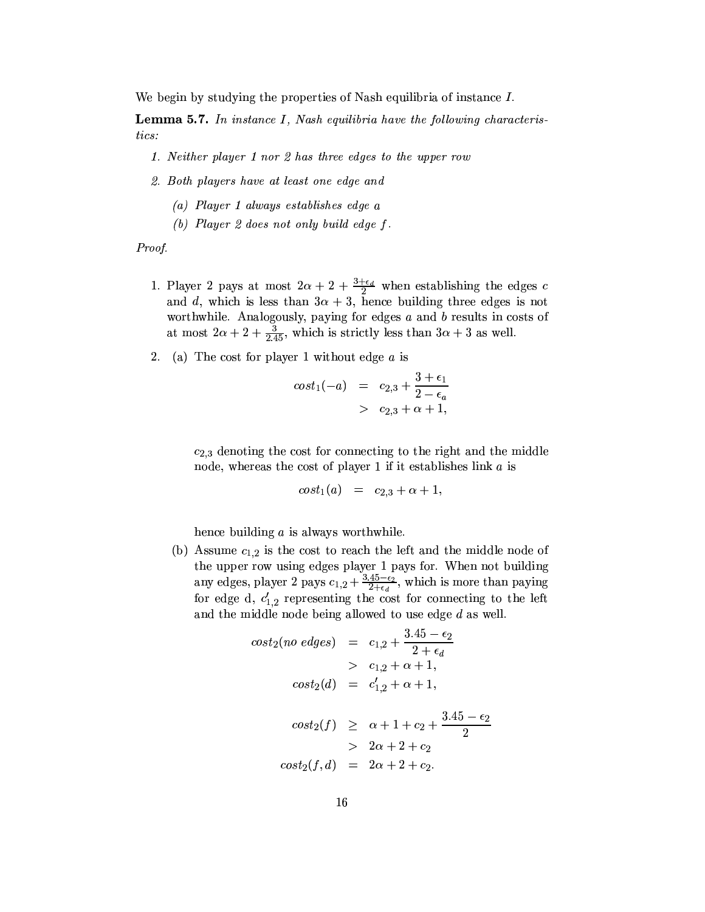We begin by studying the properties of Nash equilibria of instance $I$.

**Lemma 5.7.** *In instance $I$, Nash equilibria have the following characteristics:*

1. *Neither player 1 nor 2 has three edges to the upper row*
2. *Both players have at least one edge and*
   (a) *Player 1 always establishes edge $a$*
   (b) *Player 2 does not only build edge $f$.*

*Proof.*

1. Player 2 pays at most $2\alpha + 2 + \frac{3+\epsilon_d}{2}$ when establishing the edges $c$ and $d$, which is less than $3\alpha + 3$, hence building three edges is not worthwhile. Analogously, paying for edges $a$ and $b$ results in costs of at most $2\alpha + 2 + \frac{3}{2.45}$, which is strictly less than $3\alpha + 3$ as well.

2. (a) The cost for player 1 without edge $a$ is

$$
\begin{aligned}
cost_1(-a) &= c_{2,3} + \frac{3+\epsilon_1}{2-\epsilon_a} \\
&> c_{2,3} + \alpha + 1,
\end{aligned}
$$

   $c_{2,3}$ denoting the cost for connecting to the right and the middle node, whereas the cost of player 1 if it establishes link $a$ is

$$
cost_1(a) = c_{2,3} + \alpha + 1,
$$

   hence building $a$ is always worthwhile.

   (b) Assume $c_{1,2}$ is the cost to reach the left and the middle node of the upper row using edges player 1 pays for. When not building any edges, player 2 pays $c_{1,2} + \frac{3.45-\epsilon_2}{2+\epsilon_d}$, which is more than paying for edge d, $c'_{1,2}$ representing the cost for connecting to the left and the middle node being allowed to use edge $d$ as well.

$$
\begin{aligned}
cost_2(\textit{no edges}) &= c_{1,2} + \frac{3.45-\epsilon_2}{2+\epsilon_d} \\
&> c_{1,2} + \alpha + 1, \\
cost_2(d) &= c'_{1,2} + \alpha + 1, \\
\\
cost_2(f) &\geq \alpha + 1 + c_2 + \frac{3.45-\epsilon_2}{2} \\
&> 2\alpha + 2 + c_2 \\
cost_2(f,d) &= 2\alpha + 2 + c_2.
\end{aligned}
$$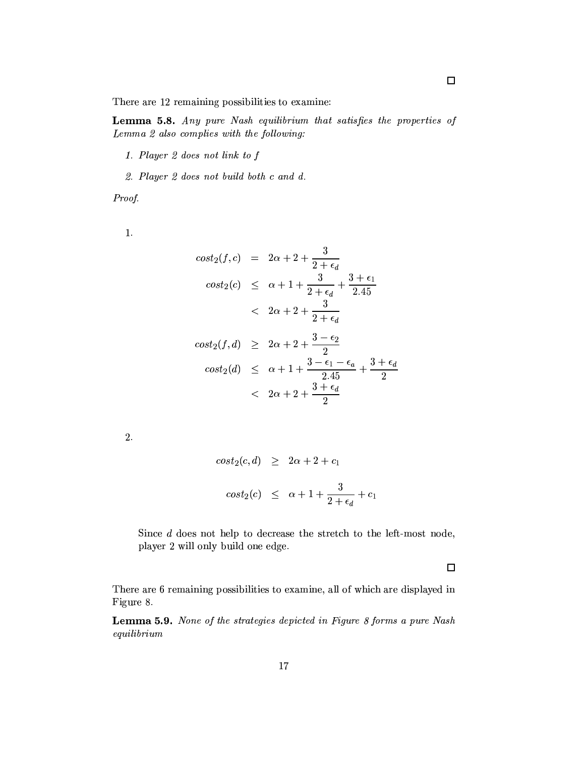□

There are 12 remaining possibilities to examine:

**Lemma 5.8.** *Any pure Nash equilibrium that satisfies the properties of Lemma 2 also complies with the following:*

1. *Player 2 does not link to f*
2. *Player 2 does not build both c and d.*

*Proof.*

1.

$$
\begin{aligned}
cost_2(f,c) &= 2\alpha + 2 + \frac{3}{2+\epsilon_d} \\
cost_2(c) &\leq \alpha + 1 + \frac{3}{2+\epsilon_d} + \frac{3+\epsilon_1}{2.45} \\
&< 2\alpha + 2 + \frac{3}{2+\epsilon_d} \\
cost_2(f,d) &\geq 2\alpha + 2 + \frac{3-\epsilon_2}{2} \\
cost_2(d) &\leq \alpha + 1 + \frac{3-\epsilon_1-\epsilon_a}{2.45} + \frac{3+\epsilon_d}{2} \\
&< 2\alpha + 2 + \frac{3+\epsilon_d}{2}
\end{aligned}
$$

2.

$$
\begin{aligned}
cost_2(c,d) &\geq 2\alpha + 2 + c_1 \\
cost_2(c) &\leq \alpha + 1 + \frac{3}{2+\epsilon_d} + c_1
\end{aligned}
$$

Since $d$ does not help to decrease the stretch to the left-most node, player 2 will only build one edge.

□

There are 6 remaining possibilities to examine, all of which are displayed in Figure 8.

**Lemma 5.9.** *None of the strategies depicted in Figure 8 forms a pure Nash equilibrium*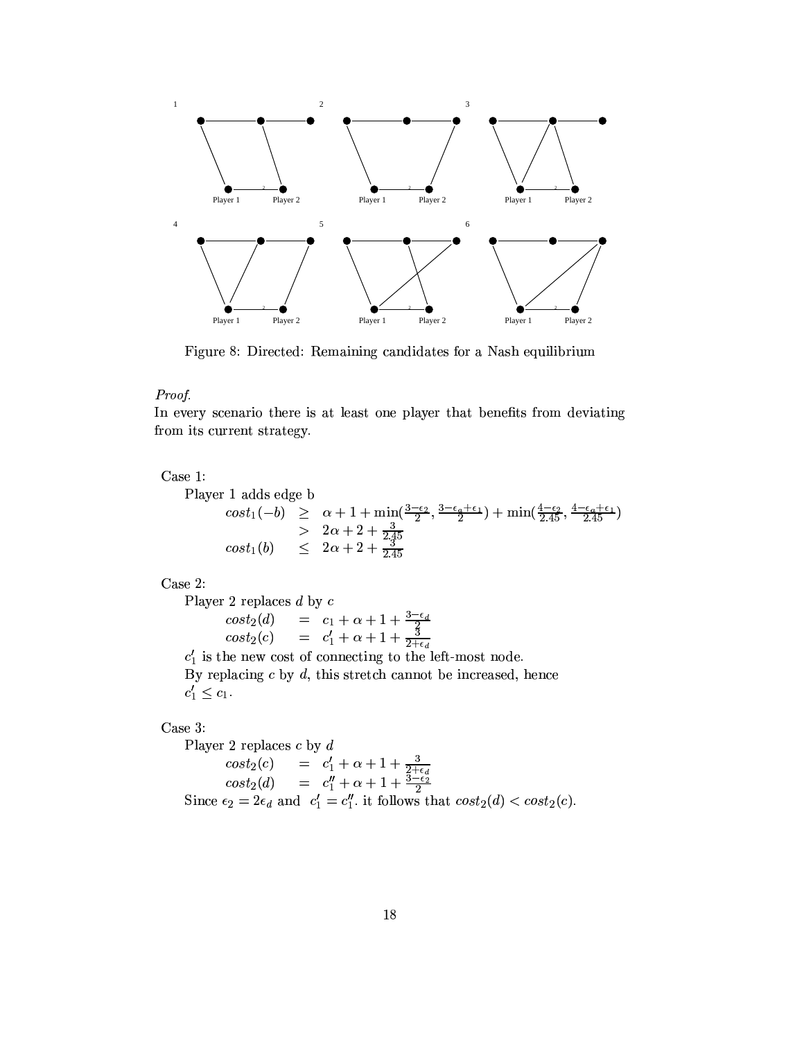Figure 8: Directed: Remaining candidates for a Nash equilibrium

*Proof.*
In every scenario there is at least one player that benefits from deviating from its current strategy.

Case 1:
Player 1 adds edge b

$$
\begin{aligned}
cost_1(-b) &\geq \alpha + 1 + \min(\tfrac{3-\epsilon_2}{2}, \tfrac{3-\epsilon_a+\epsilon_1}{2}) + \min(\tfrac{4-\epsilon_2}{2.45}, \tfrac{4-\epsilon_a+\epsilon_1}{2.45}) \\
&> 2\alpha + 2 + \tfrac{3}{2.45} \\
cost_1(b) &\leq 2\alpha + 2 + \tfrac{3}{2.45}
\end{aligned}
$$

Case 2:
Player 2 replaces $d$ by $c$

$$
\begin{aligned}
cost_2(d) &= c_1 + \alpha + 1 + \tfrac{3-\epsilon_d}{2} \\
cost_2(c) &= c_1' + \alpha + 1 + \tfrac{3}{2+\epsilon_d}
\end{aligned}
$$

$c_1'$ is the new cost of connecting to the left-most node.
By replacing $c$ by $d$, this stretch cannot be increased, hence $c_1' \leq c_1$.

Case 3:
Player 2 replaces $c$ by $d$

$$
\begin{aligned}
cost_2(c) &= c_1' + \alpha + 1 + \tfrac{3}{2+\epsilon_d} \\
cost_2(d) &= c_1'' + \alpha + 1 + \tfrac{3-\epsilon_2}{2}
\end{aligned}
$$

Since $\epsilon_2 = 2\epsilon_d$ and $c_1' = c_1''$. it follows that $cost_2(d) < cost_2(c)$.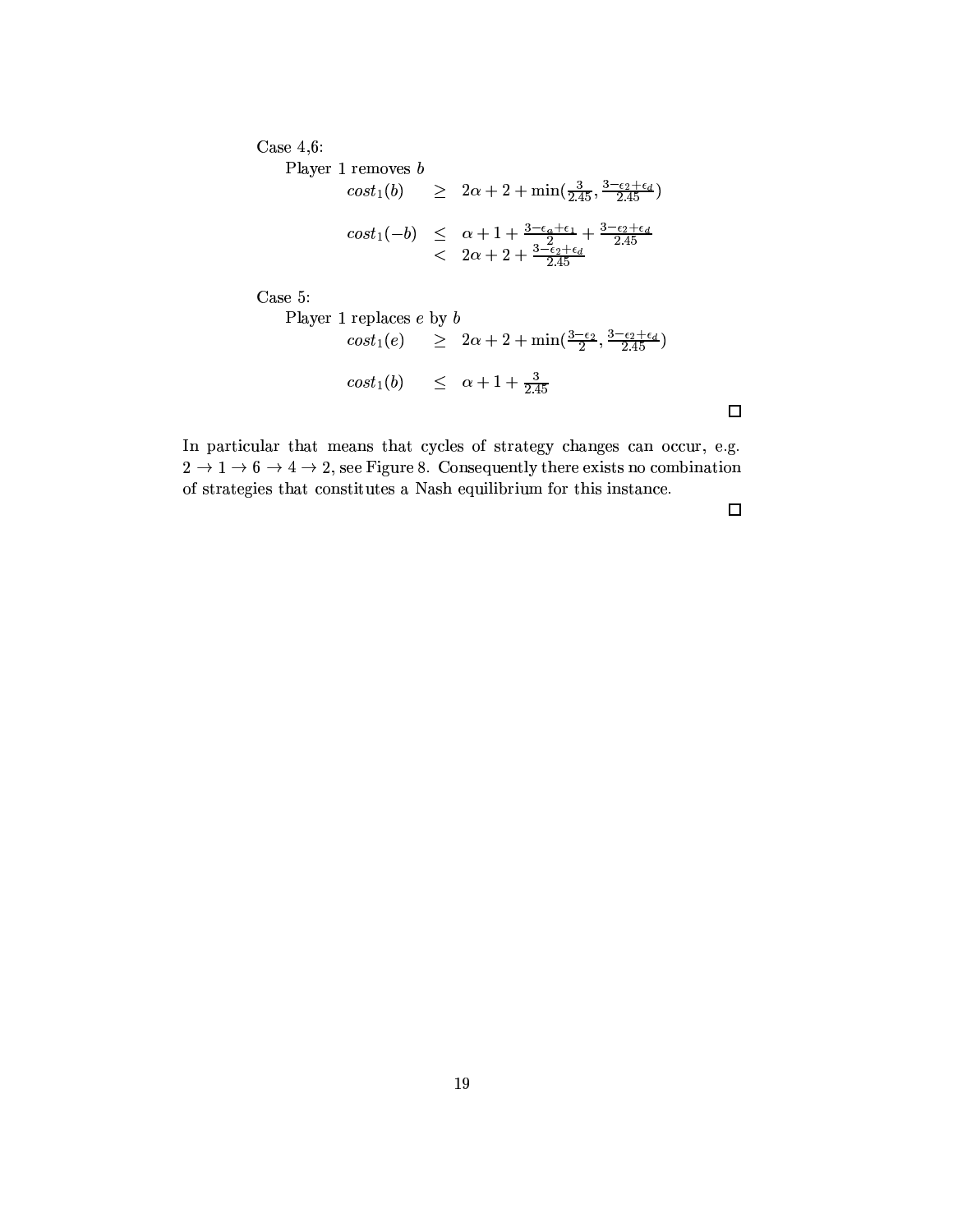Case 4,6:

Player 1 removes $b$

$$
\begin{aligned}
cost_1(b) &\geq 2\alpha + 2 + \min(\tfrac{3}{2.45}, \tfrac{3-\epsilon_2+\epsilon_d}{2.45}) \\
cost_1(-b) &\leq \alpha + 1 + \tfrac{3-\epsilon_a+\epsilon_1}{2} + \tfrac{3-\epsilon_2+\epsilon_d}{2.45} \\
&< 2\alpha + 2 + \tfrac{3-\epsilon_2+\epsilon_d}{2.45}
\end{aligned}
$$

Case 5:

Player 1 replaces $e$ by $b$

$$
\begin{aligned}
cost_1(e) &\geq 2\alpha + 2 + \min(\tfrac{3-\epsilon_2}{2}, \tfrac{3-\epsilon_2+\epsilon_d}{2.45}) \\
cost_1(b) &\leq \alpha + 1 + \tfrac{3}{2.45}
\end{aligned}
$$

□

In particular that means that cycles of strategy changes can occur, e.g. $2 \to 1 \to 6 \to 4 \to 2$, see Figure 8. Consequently there exists no combination of strategies that constitutes a Nash equilibrium for this instance.

□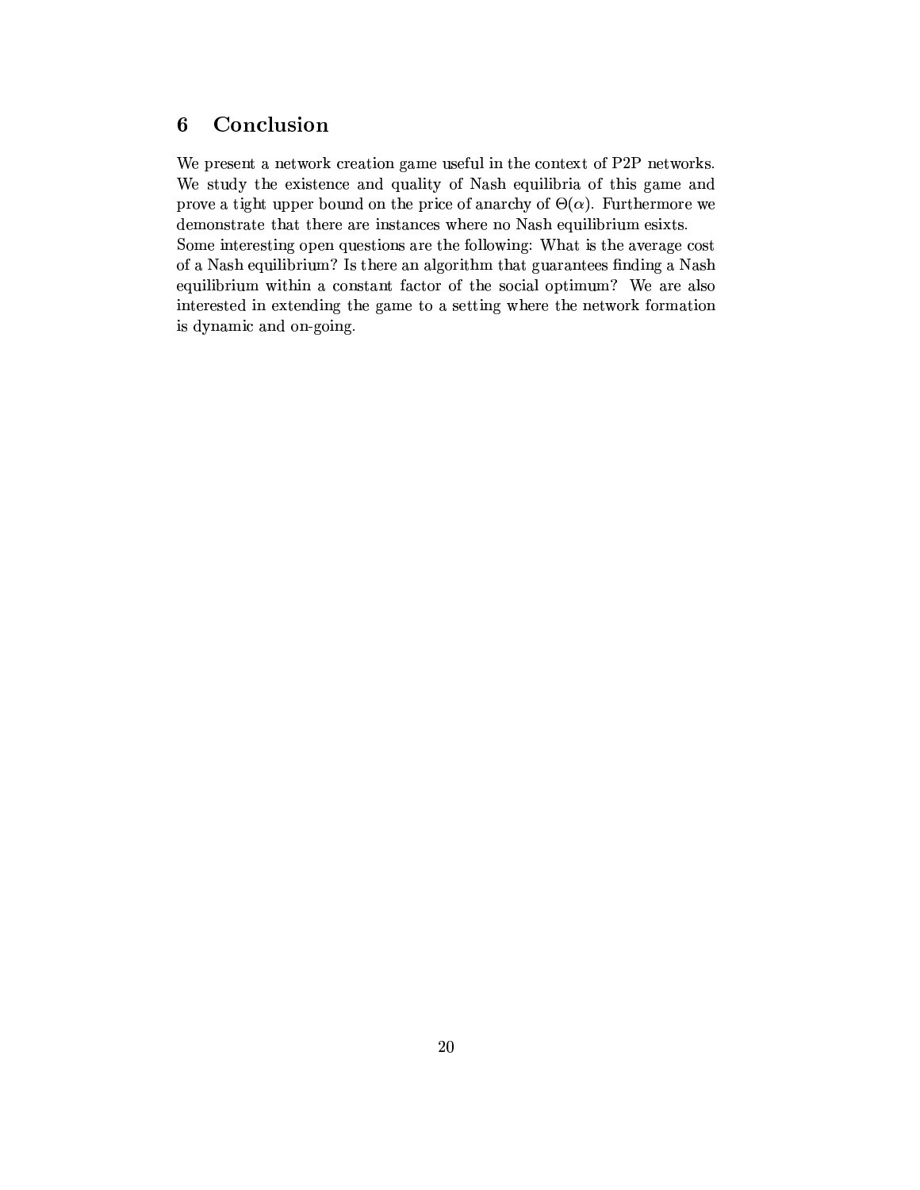## 6 Conclusion

We present a network creation game useful in the context of P2P networks. We study the existence and quality of Nash equilibria of this game and prove a tight upper bound on the price of anarchy of $\Theta(\alpha)$. Furthermore we demonstrate that there are instances where no Nash equilibrium esixts.
Some interesting open questions are the following: What is the average cost of a Nash equilibrium? Is there an algorithm that guarantees finding a Nash equilibrium within a constant factor of the social optimum? We are also interested in extending the game to a setting where the network formation is dynamic and on-going.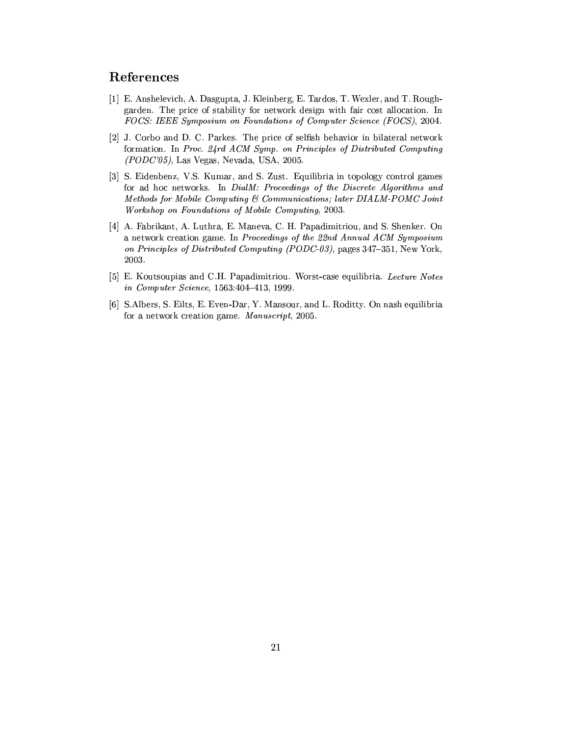## References

[1] E. Anshelevich, A. Dasgupta, J. Kleinberg, E. Tardos, T. Wexler, and T. Roughgarden. The price of stability for network design with fair cost allocation. In *FOCS: IEEE Symposium on Foundations of Computer Science (FOCS)*, 2004.

[2] J. Corbo and D. C. Parkes. The price of selfish behavior in bilateral network formation. In *Proc. 24rd ACM Symp. on Principles of Distributed Computing (PODC'05)*, Las Vegas, Nevada, USA, 2005.

[3] S. Eidenbenz, V.S. Kumar, and S. Zust. Equilibria in topology control games for ad hoc networks. In *DialM: Proceedings of the Discrete Algorithms and Methods for Mobile Computing & Communications; later DIALM-POMC Joint Workshop on Foundations of Mobile Computing*, 2003.

[4] A. Fabrikant, A. Luthra, E. Maneva, C. H. Papadimitriou, and S. Shenker. On a network creation game. In *Proceedings of the 22nd Annual ACM Symposium on Principles of Distributed Computing (PODC-03)*, pages 347–351, New York, 2003.

[5] E. Koutsoupias and C.H. Papadimitriou. Worst-case equilibria. *Lecture Notes in Computer Science*, 1563:404–413, 1999.

[6] S.Albers, S. Eilts, E. Even-Dar, Y. Mansour, and L. Roditty. On nash equilibria for a network creation game. *Manuscript*, 2005.